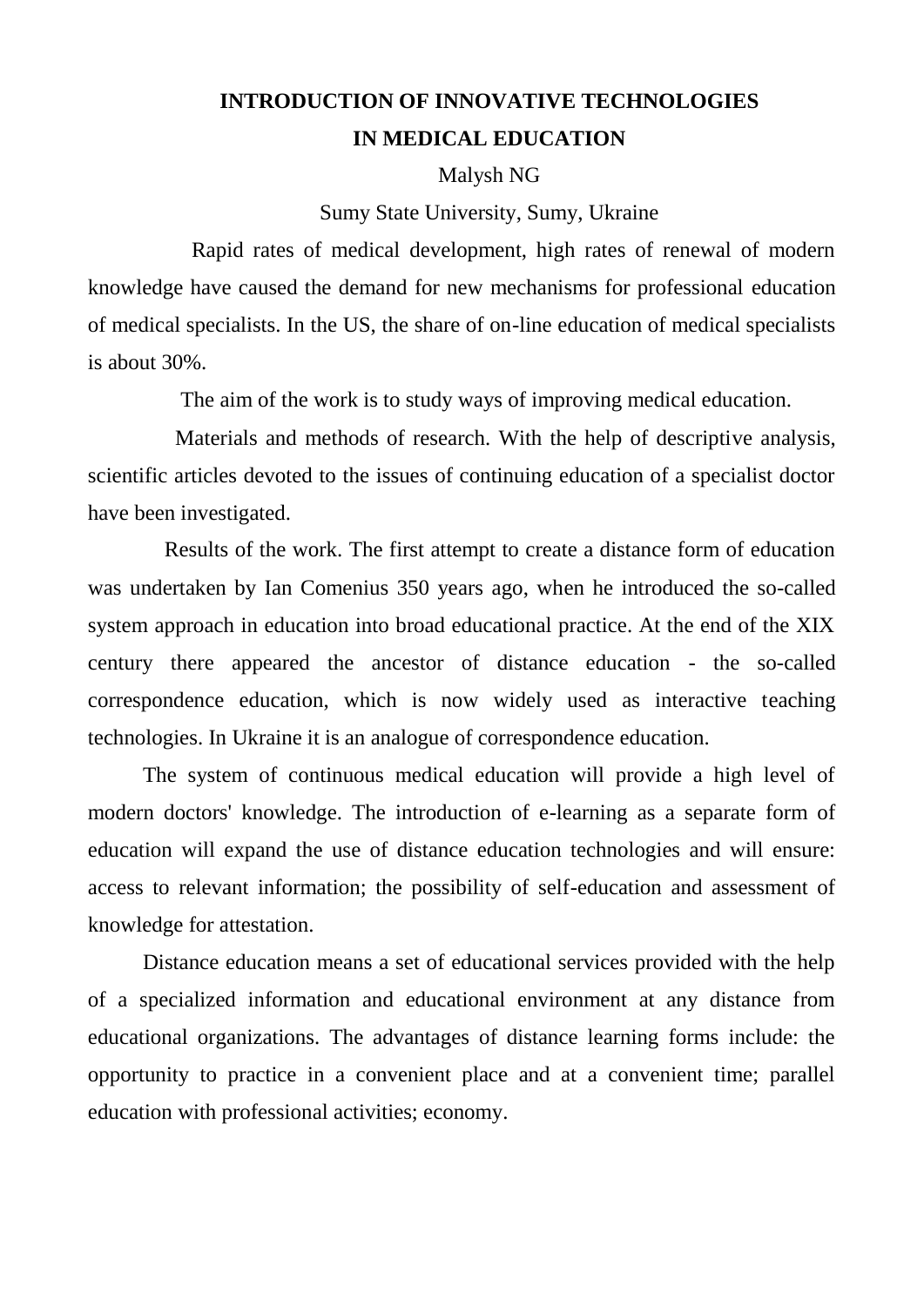# INTRODUCTION OF INNOVATIVE TECHNOLOGIES IN MEDICAL EDUCATION

Malysh NG

Sumy State University, Sumy, Ukraine

Rapid rates of medical development, high rates of renewal of modern knowledge have caused the demand for new mechanisms for professional education of medical specialists. In the US, the share of on-line education of medical specialists is about 30%.

The aim of the work is to study ways of improving medical education.

Materials and methods of research. With the help of descriptive analysis, scientific articles devoted to the issues of continuing education of a specialist doctor have been investigated.

Results of the work. The first attempt to create a distance form of education was undertaken by Ian Comenius 350 years ago, when he introduced the so-called system approach in education into broad educational practice. At the end of the XIX century there appeared the ancestor of distance education - the so-called correspondence education, which is now widely used as interactive teaching technologies. In Ukraine it is an analogue of correspondence education.

The system of continuous medical education will provide a high level of modern doctors' knowledge. The introduction of e-learning as a separate form of education will expand the use of distance education technologies and will ensure: access to relevant information; the possibility of self-education and assessment of knowledge for attestation.

Distance education means a set of educational services provided with the help of a specialized information and educational environment at any distance from educational organizations. The advantages of distance learning forms include: the opportunity to practice in a convenient place and at a convenient time; parallel education with professional activities; economy.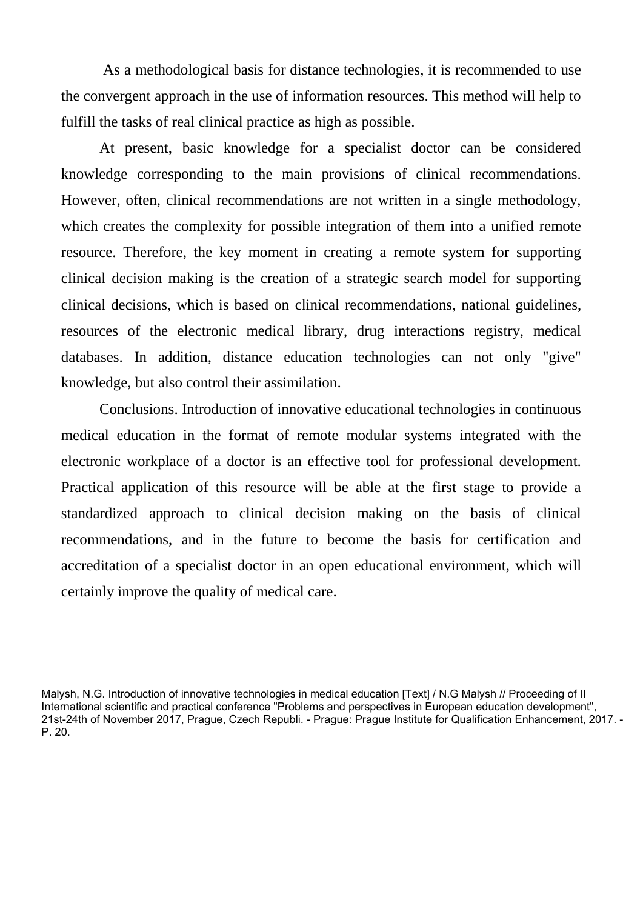As a methodological basis for distance technologies, it is recommended to use the convergent approach in the use of information resources. This method will help to fulfill the tasks of real clinical practice as high as possible.

At present, basic knowledge for a specialist doctor can be considered knowledge corresponding to the main provisions of clinical recommendations. However, often, clinical recommendations are not written in a single methodology, which creates the complexity for possible integration of them into a unified remote resource. Therefore, the key moment in creating a remote system for supporting clinical decision making is the creation of a strategic search model for supporting clinical decisions, which is based on clinical recommendations, national guidelines, resources of the electronic medical library, drug interactions registry, medical databases. In addition, distance education technologies can not only "give" knowledge, but also control their assimilation.

Conclusions. Introduction of innovative educational technologies in continuous medical education in the format of remote modular systems integrated with the electronic workplace of a doctor is an effective tool for professional development. Practical application of this resource will be able at the first stage to provide a standardized approach to clinical decision making on the basis of clinical recommendations, and in the future to become the basis for certification and accreditation of a specialist doctor in an open educational environment, which will certainly improve the quality of medical care.

Malysh, N.G. Introduction of innovative technologies in medical education [Text] / N.G Malysh // Proceeding of II International scientific and practical conference "Problems and perspectives in European education development", 21st-24th of November 2017, Prague, Czech Republi. - Prague: Prague Institute for Qualification Enhancement, 2017. - P. 20.